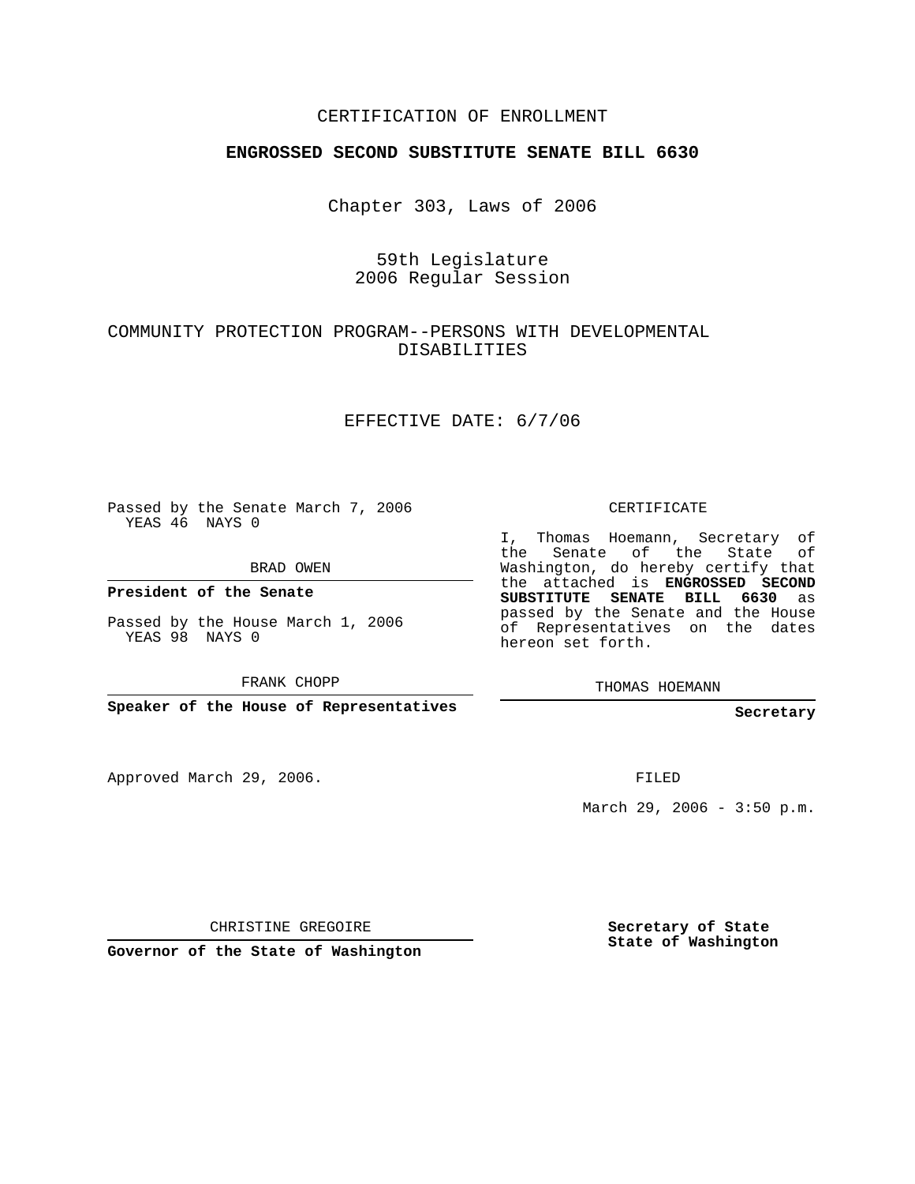CERTIFICATION OF ENROLLMENT

**ENGROSSED SECOND SUBSTITUTE SENATE BILL 6630**

Chapter 303, Laws of 2006

59th Legislature
2006 Regular Session

COMMUNITY PROTECTION PROGRAM--PERSONS WITH DEVELOPMENTAL DISABILITIES

EFFECTIVE DATE: 6/7/06

Passed by the Senate March 7, 2006
YEAS 46 NAYS 0

BRAD OWEN

**President of the Senate**

Passed by the House March 1, 2006
YEAS 98 NAYS 0

FRANK CHOPP

**Speaker of the House of Representatives**

CERTIFICATE

I, Thomas Hoemann, Secretary of the Senate of the State of Washington, do hereby certify that the attached is **ENGROSSED SECOND SUBSTITUTE SENATE BILL 6630** as passed by the Senate and the House of Representatives on the dates hereon set forth.

THOMAS HOEMANN

**Secretary**

Approved March 29, 2006.

FILED

March 29, 2006 - 3:50 p.m.

CHRISTINE GREGOIRE

**Governor of the State of Washington**

**Secretary of State**
**State of Washington**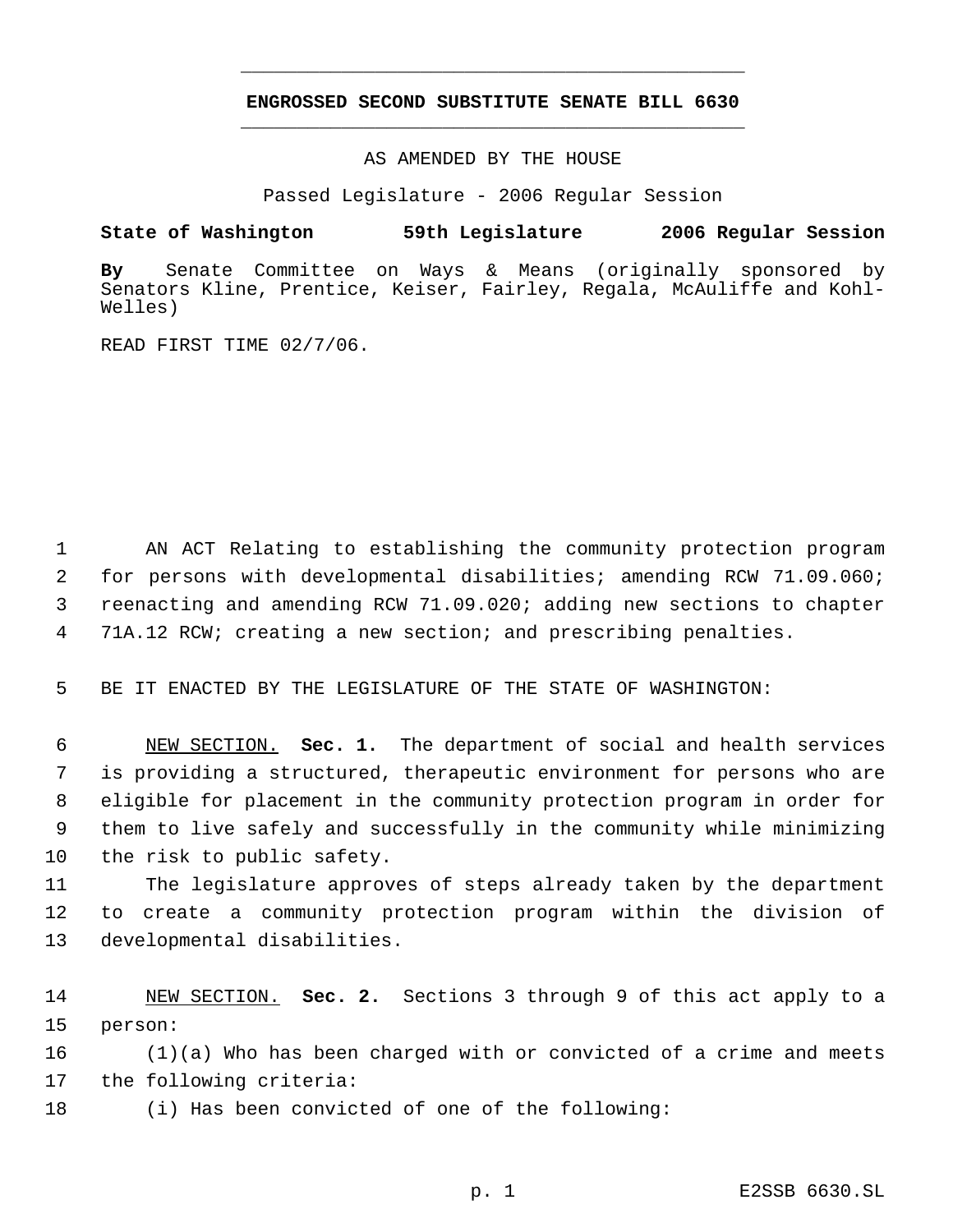**ENGROSSED SECOND SUBSTITUTE SENATE BILL 6630**

AS AMENDED BY THE HOUSE

Passed Legislature - 2006 Regular Session

**State of Washington 59th Legislature 2006 Regular Session**

**By** Senate Committee on Ways & Means (originally sponsored by Senators Kline, Prentice, Keiser, Fairley, Regala, McAuliffe and Kohl-Welles)

READ FIRST TIME 02/7/06.

AN ACT Relating to establishing the community protection program for persons with developmental disabilities; amending RCW 71.09.060; reenacting and amending RCW 71.09.020; adding new sections to chapter 71A.12 RCW; creating a new section; and prescribing penalties.

BE IT ENACTED BY THE LEGISLATURE OF THE STATE OF WASHINGTON:

NEW SECTION. **Sec. 1.** The department of social and health services is providing a structured, therapeutic environment for persons who are eligible for placement in the community protection program in order for them to live safely and successfully in the community while minimizing the risk to public safety.

The legislature approves of steps already taken by the department to create a community protection program within the division of developmental disabilities.

NEW SECTION. **Sec. 2.** Sections 3 through 9 of this act apply to a person:

(1)(a) Who has been charged with or convicted of a crime and meets the following criteria:

(i) Has been convicted of one of the following: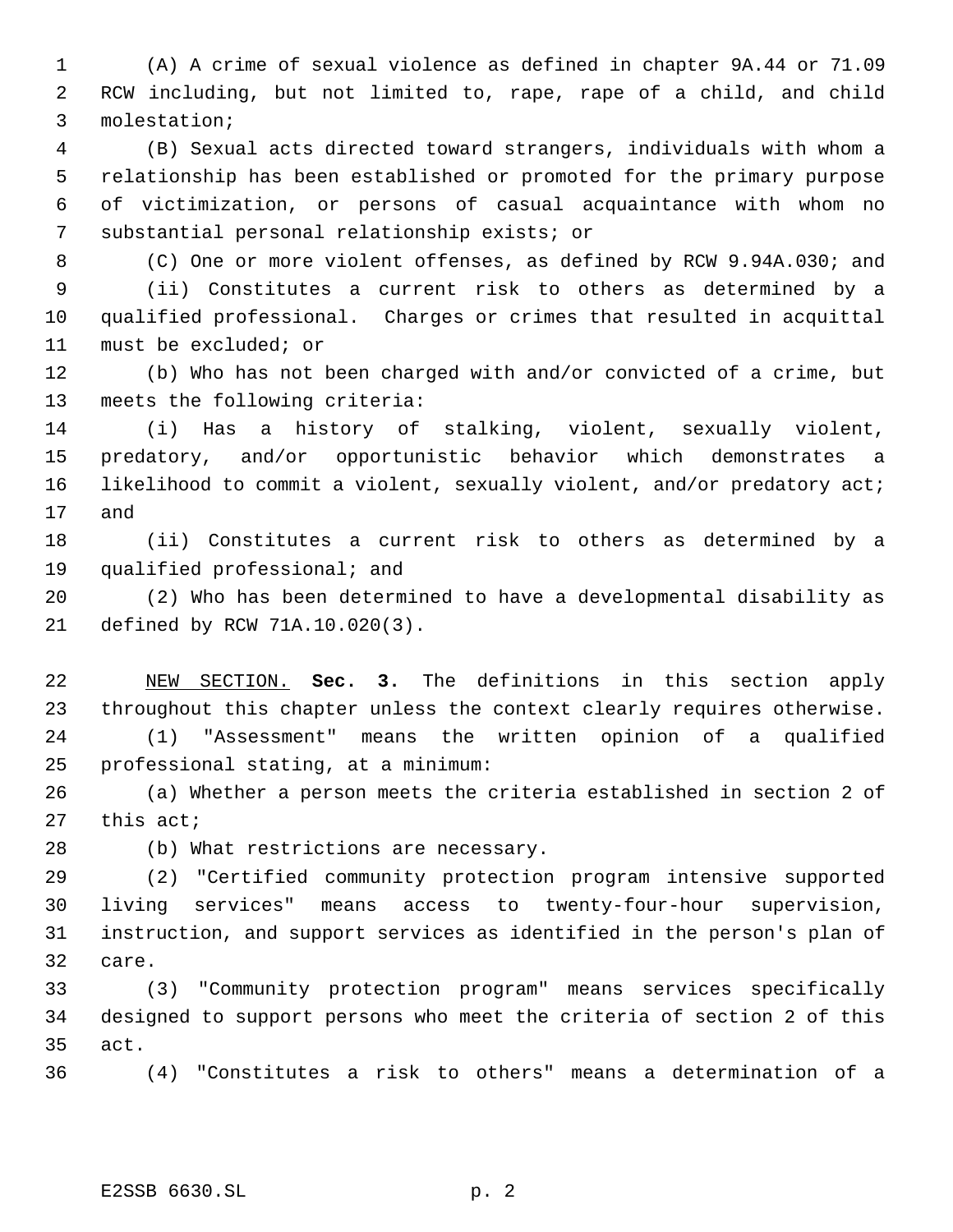(A) A crime of sexual violence as defined in chapter 9A.44 or 71.09 RCW including, but not limited to, rape, rape of a child, and child molestation;

(B) Sexual acts directed toward strangers, individuals with whom a relationship has been established or promoted for the primary purpose of victimization, or persons of casual acquaintance with whom no substantial personal relationship exists; or

(C) One or more violent offenses, as defined by RCW 9.94A.030; and

(ii) Constitutes a current risk to others as determined by a qualified professional. Charges or crimes that resulted in acquittal must be excluded; or

(b) Who has not been charged with and/or convicted of a crime, but meets the following criteria:

(i) Has a history of stalking, violent, sexually violent, predatory, and/or opportunistic behavior which demonstrates a likelihood to commit a violent, sexually violent, and/or predatory act; and

(ii) Constitutes a current risk to others as determined by a qualified professional; and

(2) Who has been determined to have a developmental disability as defined by RCW 71A.10.020(3).

NEW SECTION. **Sec. 3.** The definitions in this section apply throughout this chapter unless the context clearly requires otherwise.

(1) "Assessment" means the written opinion of a qualified professional stating, at a minimum:

(a) Whether a person meets the criteria established in section 2 of this act;

(b) What restrictions are necessary.

(2) "Certified community protection program intensive supported living services" means access to twenty-four-hour supervision, instruction, and support services as identified in the person's plan of care.

(3) "Community protection program" means services specifically designed to support persons who meet the criteria of section 2 of this act.

(4) "Constitutes a risk to others" means a determination of a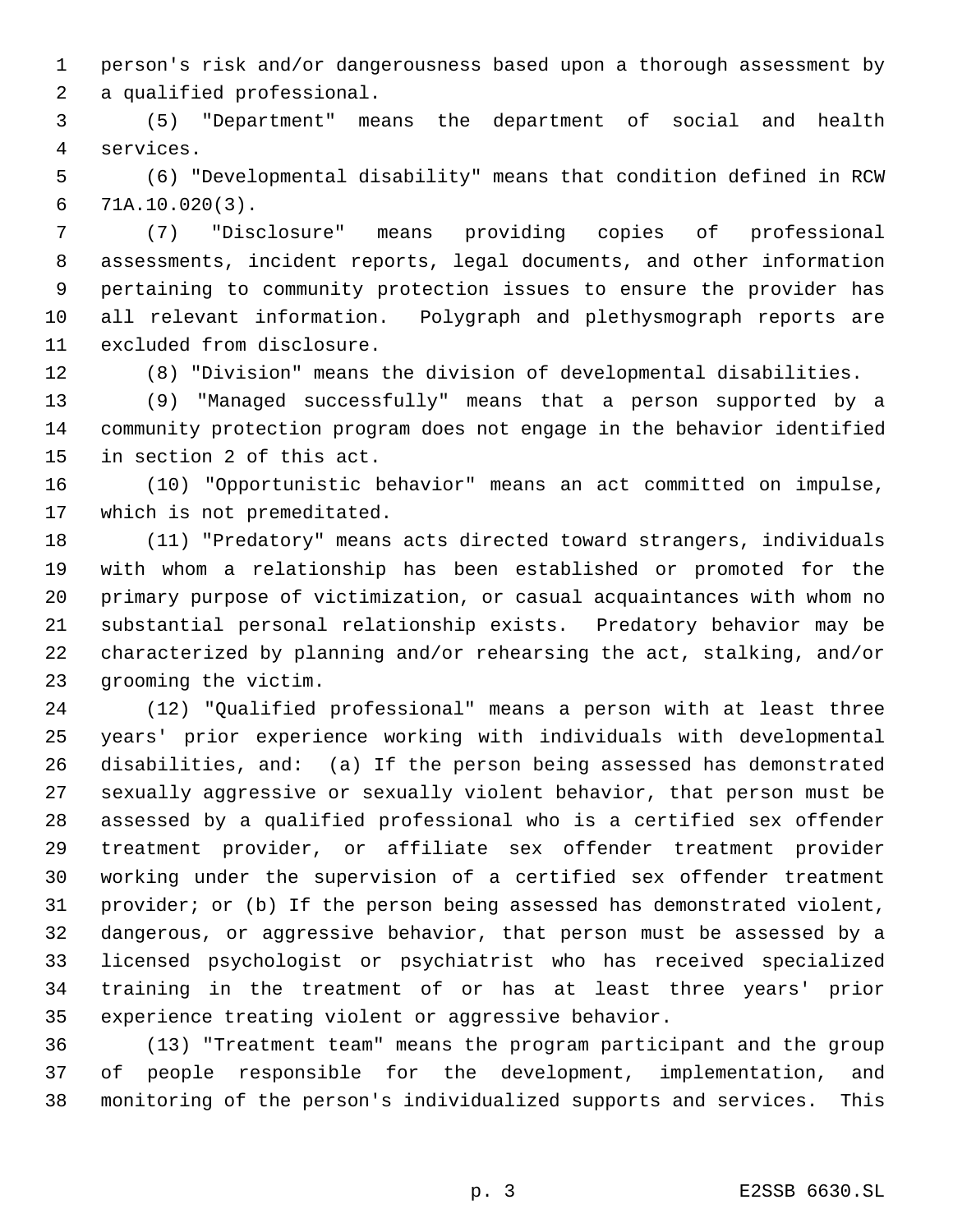person's risk and/or dangerousness based upon a thorough assessment by a qualified professional.

(5) "Department" means the department of social and health services.

(6) "Developmental disability" means that condition defined in RCW 71A.10.020(3).

(7) "Disclosure" means providing copies of professional assessments, incident reports, legal documents, and other information pertaining to community protection issues to ensure the provider has all relevant information. Polygraph and plethysmograph reports are excluded from disclosure.

(8) "Division" means the division of developmental disabilities.

(9) "Managed successfully" means that a person supported by a community protection program does not engage in the behavior identified in section 2 of this act.

(10) "Opportunistic behavior" means an act committed on impulse, which is not premeditated.

(11) "Predatory" means acts directed toward strangers, individuals with whom a relationship has been established or promoted for the primary purpose of victimization, or casual acquaintances with whom no substantial personal relationship exists. Predatory behavior may be characterized by planning and/or rehearsing the act, stalking, and/or grooming the victim.

(12) "Qualified professional" means a person with at least three years' prior experience working with individuals with developmental disabilities, and: (a) If the person being assessed has demonstrated sexually aggressive or sexually violent behavior, that person must be assessed by a qualified professional who is a certified sex offender treatment provider, or affiliate sex offender treatment provider working under the supervision of a certified sex offender treatment provider; or (b) If the person being assessed has demonstrated violent, dangerous, or aggressive behavior, that person must be assessed by a licensed psychologist or psychiatrist who has received specialized training in the treatment of or has at least three years' prior experience treating violent or aggressive behavior.

(13) "Treatment team" means the program participant and the group of people responsible for the development, implementation, and monitoring of the person's individualized supports and services. This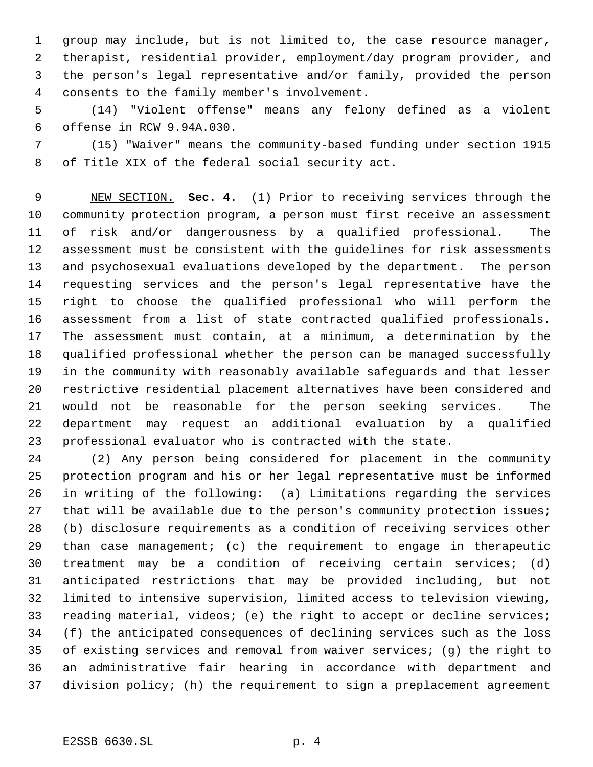group may include, but is not limited to, the case resource manager, therapist, residential provider, employment/day program provider, and the person's legal representative and/or family, provided the person consents to the family member's involvement.

(14) "Violent offense" means any felony defined as a violent offense in RCW 9.94A.030.

(15) "Waiver" means the community-based funding under section 1915 of Title XIX of the federal social security act.

NEW SECTION. **Sec. 4.** (1) Prior to receiving services through the community protection program, a person must first receive an assessment of risk and/or dangerousness by a qualified professional. The assessment must be consistent with the guidelines for risk assessments and psychosexual evaluations developed by the department. The person requesting services and the person's legal representative have the right to choose the qualified professional who will perform the assessment from a list of state contracted qualified professionals. The assessment must contain, at a minimum, a determination by the qualified professional whether the person can be managed successfully in the community with reasonably available safeguards and that lesser restrictive residential placement alternatives have been considered and would not be reasonable for the person seeking services. The department may request an additional evaluation by a qualified professional evaluator who is contracted with the state.

(2) Any person being considered for placement in the community protection program and his or her legal representative must be informed in writing of the following: (a) Limitations regarding the services that will be available due to the person's community protection issues; (b) disclosure requirements as a condition of receiving services other than case management; (c) the requirement to engage in therapeutic treatment may be a condition of receiving certain services; (d) anticipated restrictions that may be provided including, but not limited to intensive supervision, limited access to television viewing, reading material, videos; (e) the right to accept or decline services; (f) the anticipated consequences of declining services such as the loss of existing services and removal from waiver services; (g) the right to an administrative fair hearing in accordance with department and division policy; (h) the requirement to sign a preplacement agreement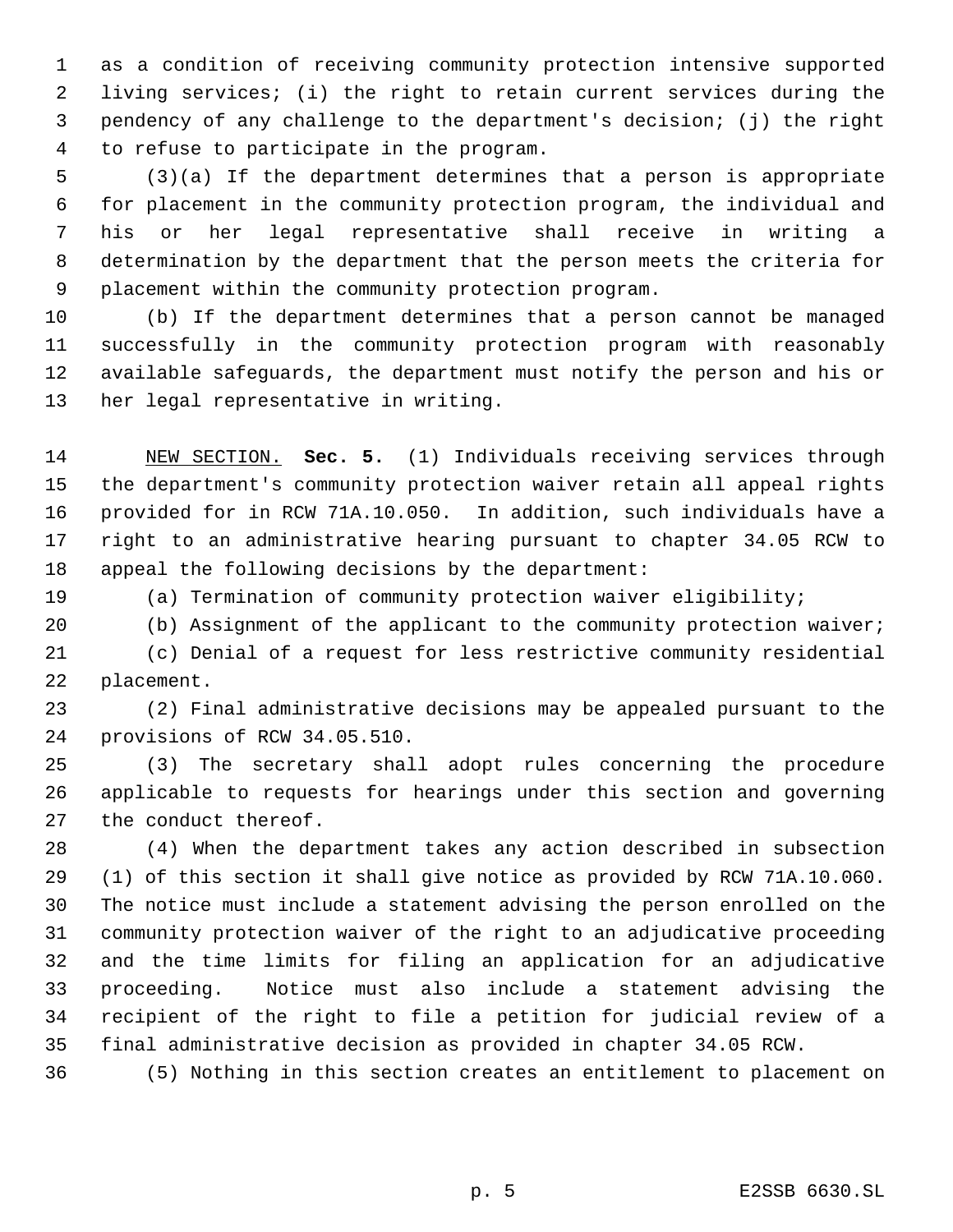as a condition of receiving community protection intensive supported living services; (i) the right to retain current services during the pendency of any challenge to the department's decision; (j) the right to refuse to participate in the program.

(3)(a) If the department determines that a person is appropriate for placement in the community protection program, the individual and his or her legal representative shall receive in writing a determination by the department that the person meets the criteria for placement within the community protection program.

(b) If the department determines that a person cannot be managed successfully in the community protection program with reasonably available safeguards, the department must notify the person and his or her legal representative in writing.

NEW SECTION. **Sec. 5.** (1) Individuals receiving services through the department's community protection waiver retain all appeal rights provided for in RCW 71A.10.050. In addition, such individuals have a right to an administrative hearing pursuant to chapter 34.05 RCW to appeal the following decisions by the department:

(a) Termination of community protection waiver eligibility;

(b) Assignment of the applicant to the community protection waiver;

(c) Denial of a request for less restrictive community residential placement.

(2) Final administrative decisions may be appealed pursuant to the provisions of RCW 34.05.510.

(3) The secretary shall adopt rules concerning the procedure applicable to requests for hearings under this section and governing the conduct thereof.

(4) When the department takes any action described in subsection (1) of this section it shall give notice as provided by RCW 71A.10.060. The notice must include a statement advising the person enrolled on the community protection waiver of the right to an adjudicative proceeding and the time limits for filing an application for an adjudicative proceeding. Notice must also include a statement advising the recipient of the right to file a petition for judicial review of a final administrative decision as provided in chapter 34.05 RCW.

(5) Nothing in this section creates an entitlement to placement on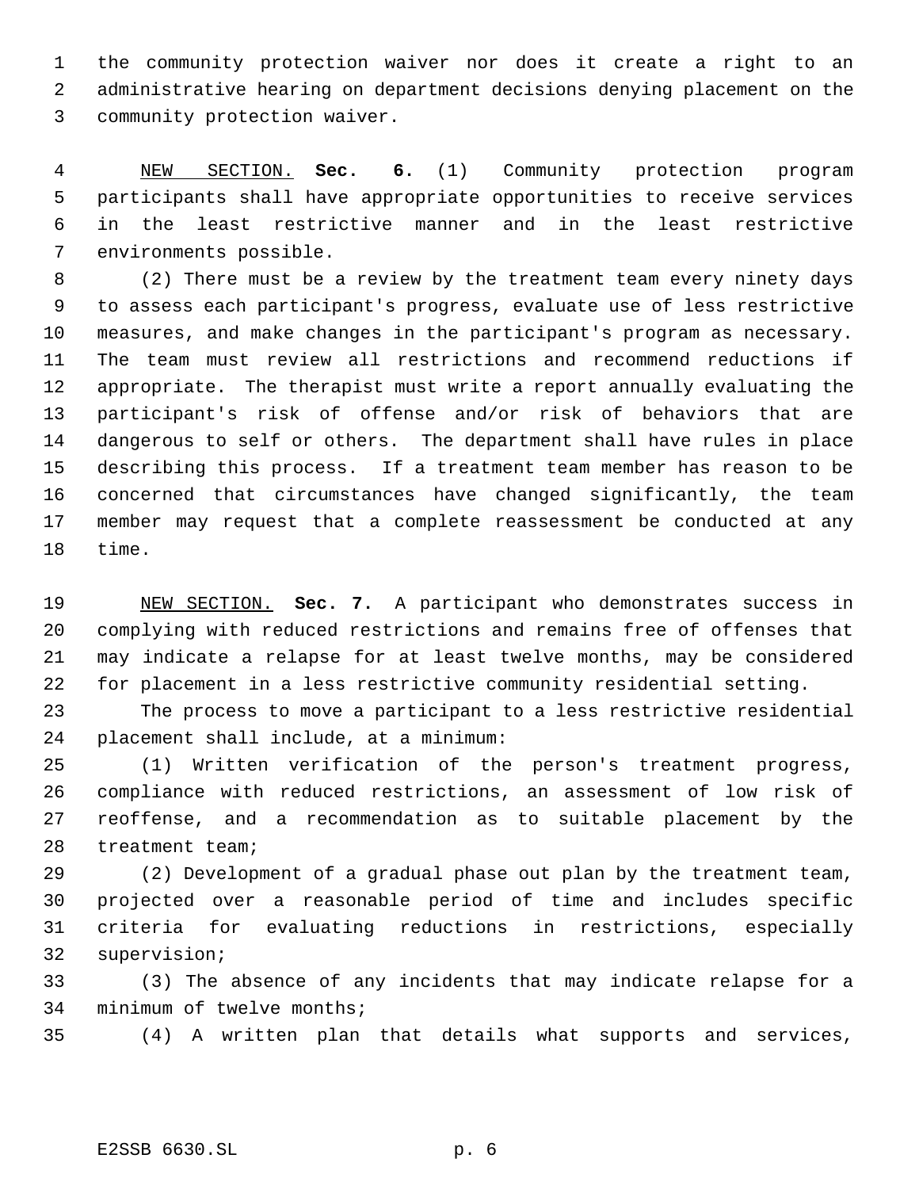the community protection waiver nor does it create a right to an administrative hearing on department decisions denying placement on the community protection waiver.

NEW SECTION. **Sec. 6.** (1) Community protection program participants shall have appropriate opportunities to receive services in the least restrictive manner and in the least restrictive environments possible.

(2) There must be a review by the treatment team every ninety days to assess each participant's progress, evaluate use of less restrictive measures, and make changes in the participant's program as necessary. The team must review all restrictions and recommend reductions if appropriate. The therapist must write a report annually evaluating the participant's risk of offense and/or risk of behaviors that are dangerous to self or others. The department shall have rules in place describing this process. If a treatment team member has reason to be concerned that circumstances have changed significantly, the team member may request that a complete reassessment be conducted at any time.

NEW SECTION. **Sec. 7.** A participant who demonstrates success in complying with reduced restrictions and remains free of offenses that may indicate a relapse for at least twelve months, may be considered for placement in a less restrictive community residential setting.

The process to move a participant to a less restrictive residential placement shall include, at a minimum:

(1) Written verification of the person's treatment progress, compliance with reduced restrictions, an assessment of low risk of reoffense, and a recommendation as to suitable placement by the treatment team;

(2) Development of a gradual phase out plan by the treatment team, projected over a reasonable period of time and includes specific criteria for evaluating reductions in restrictions, especially supervision;

(3) The absence of any incidents that may indicate relapse for a minimum of twelve months;

(4) A written plan that details what supports and services,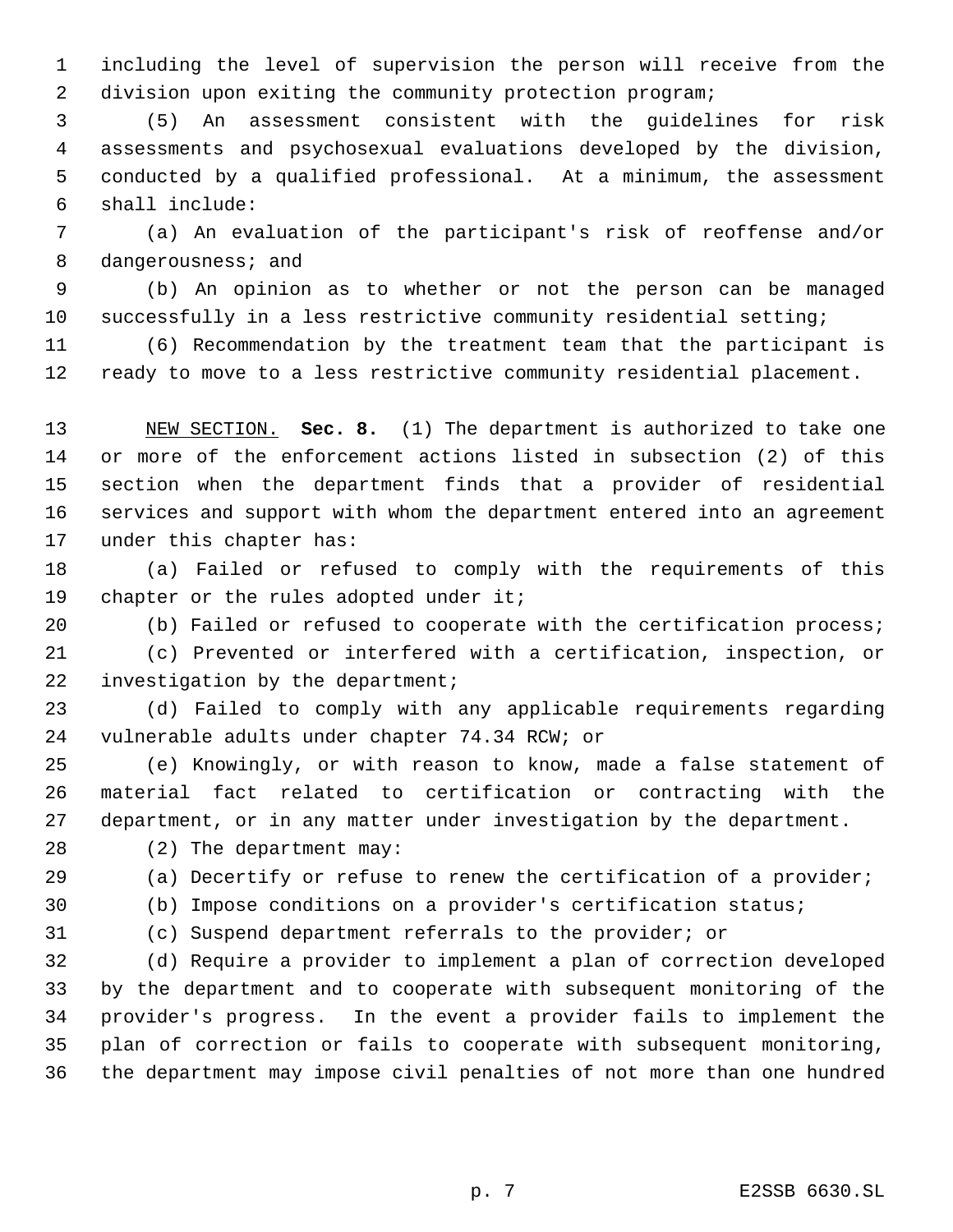including the level of supervision the person will receive from the division upon exiting the community protection program;

(5) An assessment consistent with the guidelines for risk assessments and psychosexual evaluations developed by the division, conducted by a qualified professional. At a minimum, the assessment shall include:

(a) An evaluation of the participant's risk of reoffense and/or dangerousness; and

(b) An opinion as to whether or not the person can be managed successfully in a less restrictive community residential setting;

(6) Recommendation by the treatment team that the participant is ready to move to a less restrictive community residential placement.

NEW SECTION. **Sec. 8.** (1) The department is authorized to take one or more of the enforcement actions listed in subsection (2) of this section when the department finds that a provider of residential services and support with whom the department entered into an agreement under this chapter has:

(a) Failed or refused to comply with the requirements of this chapter or the rules adopted under it;

(b) Failed or refused to cooperate with the certification process;

(c) Prevented or interfered with a certification, inspection, or investigation by the department;

(d) Failed to comply with any applicable requirements regarding vulnerable adults under chapter 74.34 RCW; or

(e) Knowingly, or with reason to know, made a false statement of material fact related to certification or contracting with the department, or in any matter under investigation by the department.

(2) The department may:

(a) Decertify or refuse to renew the certification of a provider;

(b) Impose conditions on a provider's certification status;

(c) Suspend department referrals to the provider; or

(d) Require a provider to implement a plan of correction developed by the department and to cooperate with subsequent monitoring of the provider's progress. In the event a provider fails to implement the plan of correction or fails to cooperate with subsequent monitoring, the department may impose civil penalties of not more than one hundred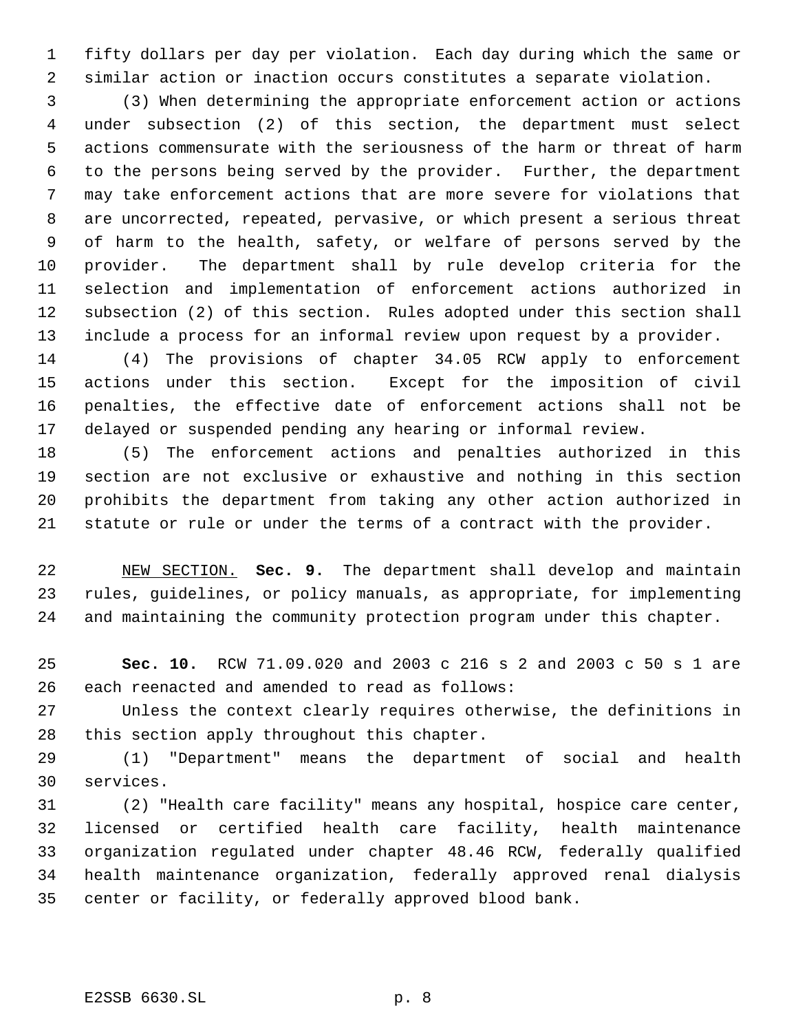fifty dollars per day per violation. Each day during which the same or similar action or inaction occurs constitutes a separate violation.

(3) When determining the appropriate enforcement action or actions under subsection (2) of this section, the department must select actions commensurate with the seriousness of the harm or threat of harm to the persons being served by the provider. Further, the department may take enforcement actions that are more severe for violations that are uncorrected, repeated, pervasive, or which present a serious threat of harm to the health, safety, or welfare of persons served by the provider. The department shall by rule develop criteria for the selection and implementation of enforcement actions authorized in subsection (2) of this section. Rules adopted under this section shall include a process for an informal review upon request by a provider.

(4) The provisions of chapter 34.05 RCW apply to enforcement actions under this section. Except for the imposition of civil penalties, the effective date of enforcement actions shall not be delayed or suspended pending any hearing or informal review.

(5) The enforcement actions and penalties authorized in this section are not exclusive or exhaustive and nothing in this section prohibits the department from taking any other action authorized in statute or rule or under the terms of a contract with the provider.

NEW SECTION. **Sec. 9.** The department shall develop and maintain rules, guidelines, or policy manuals, as appropriate, for implementing and maintaining the community protection program under this chapter.

**Sec. 10.** RCW 71.09.020 and 2003 c 216 s 2 and 2003 c 50 s 1 are each reenacted and amended to read as follows:

Unless the context clearly requires otherwise, the definitions in this section apply throughout this chapter.

(1) "Department" means the department of social and health services.

(2) "Health care facility" means any hospital, hospice care center, licensed or certified health care facility, health maintenance organization regulated under chapter 48.46 RCW, federally qualified health maintenance organization, federally approved renal dialysis center or facility, or federally approved blood bank.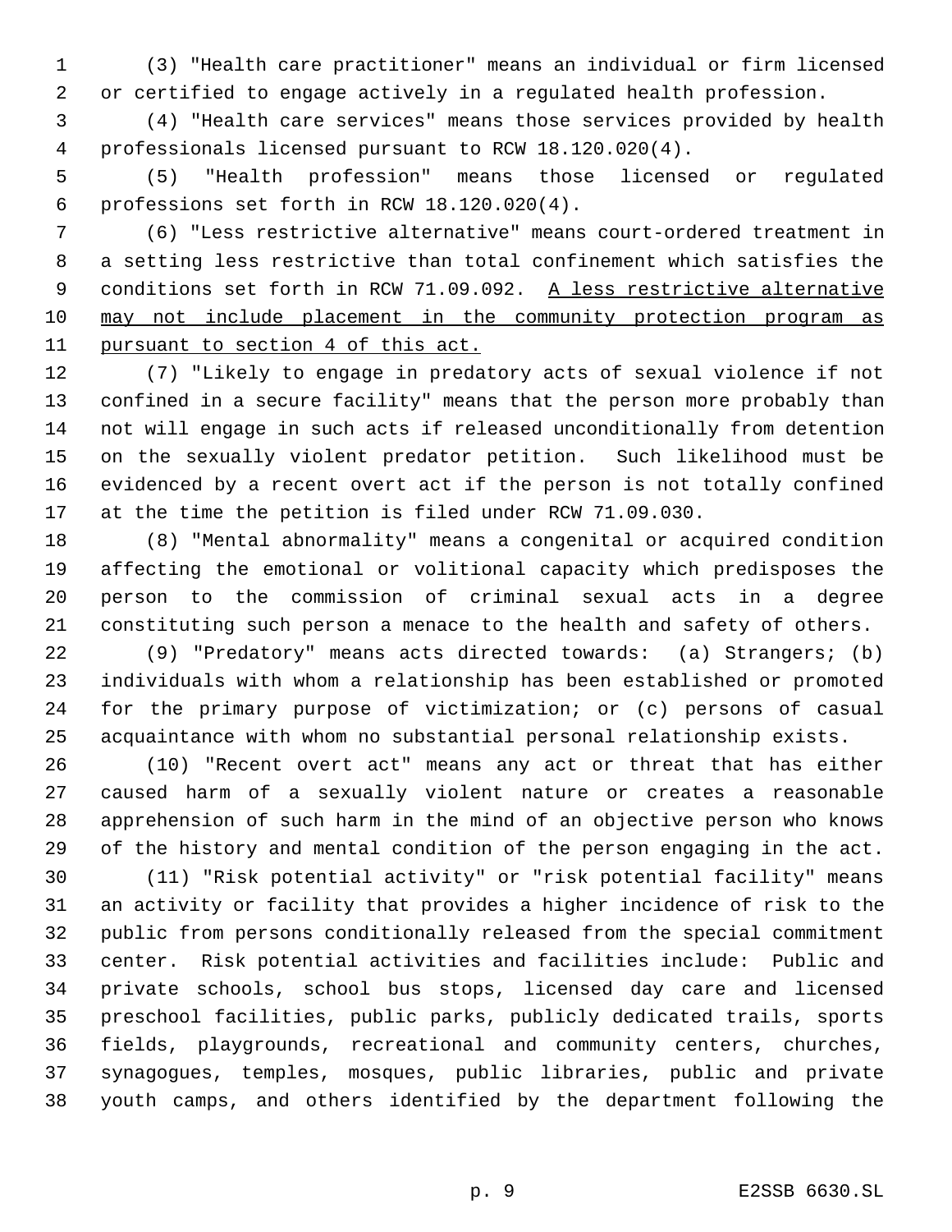(3) "Health care practitioner" means an individual or firm licensed or certified to engage actively in a regulated health profession.

(4) "Health care services" means those services provided by health professionals licensed pursuant to RCW 18.120.020(4).

(5) "Health profession" means those licensed or regulated professions set forth in RCW 18.120.020(4).

(6) "Less restrictive alternative" means court-ordered treatment in a setting less restrictive than total confinement which satisfies the conditions set forth in RCW 71.09.092. <u>A less restrictive alternative may not include placement in the community protection program as pursuant to section 4 of this act.</u>

(7) "Likely to engage in predatory acts of sexual violence if not confined in a secure facility" means that the person more probably than not will engage in such acts if released unconditionally from detention on the sexually violent predator petition. Such likelihood must be evidenced by a recent overt act if the person is not totally confined at the time the petition is filed under RCW 71.09.030.

(8) "Mental abnormality" means a congenital or acquired condition affecting the emotional or volitional capacity which predisposes the person to the commission of criminal sexual acts in a degree constituting such person a menace to the health and safety of others.

(9) "Predatory" means acts directed towards: (a) Strangers; (b) individuals with whom a relationship has been established or promoted for the primary purpose of victimization; or (c) persons of casual acquaintance with whom no substantial personal relationship exists.

(10) "Recent overt act" means any act or threat that has either caused harm of a sexually violent nature or creates a reasonable apprehension of such harm in the mind of an objective person who knows of the history and mental condition of the person engaging in the act.

(11) "Risk potential activity" or "risk potential facility" means an activity or facility that provides a higher incidence of risk to the public from persons conditionally released from the special commitment center. Risk potential activities and facilities include: Public and private schools, school bus stops, licensed day care and licensed preschool facilities, public parks, publicly dedicated trails, sports fields, playgrounds, recreational and community centers, churches, synagogues, temples, mosques, public libraries, public and private youth camps, and others identified by the department following the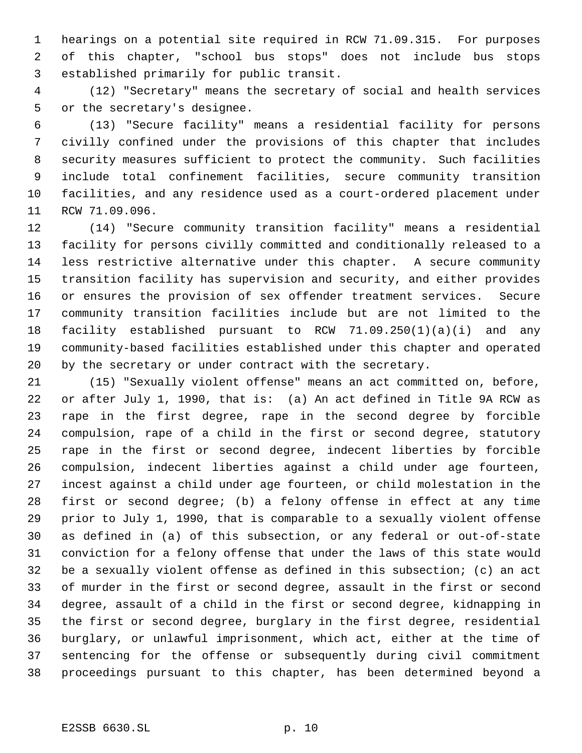hearings on a potential site required in RCW 71.09.315. For purposes of this chapter, "school bus stops" does not include bus stops established primarily for public transit.

(12) "Secretary" means the secretary of social and health services or the secretary's designee.

(13) "Secure facility" means a residential facility for persons civilly confined under the provisions of this chapter that includes security measures sufficient to protect the community. Such facilities include total confinement facilities, secure community transition facilities, and any residence used as a court-ordered placement under RCW 71.09.096.

(14) "Secure community transition facility" means a residential facility for persons civilly committed and conditionally released to a less restrictive alternative under this chapter. A secure community transition facility has supervision and security, and either provides or ensures the provision of sex offender treatment services. Secure community transition facilities include but are not limited to the facility established pursuant to RCW 71.09.250(1)(a)(i) and any community-based facilities established under this chapter and operated by the secretary or under contract with the secretary.

(15) "Sexually violent offense" means an act committed on, before, or after July 1, 1990, that is: (a) An act defined in Title 9A RCW as rape in the first degree, rape in the second degree by forcible compulsion, rape of a child in the first or second degree, statutory rape in the first or second degree, indecent liberties by forcible compulsion, indecent liberties against a child under age fourteen, incest against a child under age fourteen, or child molestation in the first or second degree; (b) a felony offense in effect at any time prior to July 1, 1990, that is comparable to a sexually violent offense as defined in (a) of this subsection, or any federal or out-of-state conviction for a felony offense that under the laws of this state would be a sexually violent offense as defined in this subsection; (c) an act of murder in the first or second degree, assault in the first or second degree, assault of a child in the first or second degree, kidnapping in the first or second degree, burglary in the first degree, residential burglary, or unlawful imprisonment, which act, either at the time of sentencing for the offense or subsequently during civil commitment proceedings pursuant to this chapter, has been determined beyond a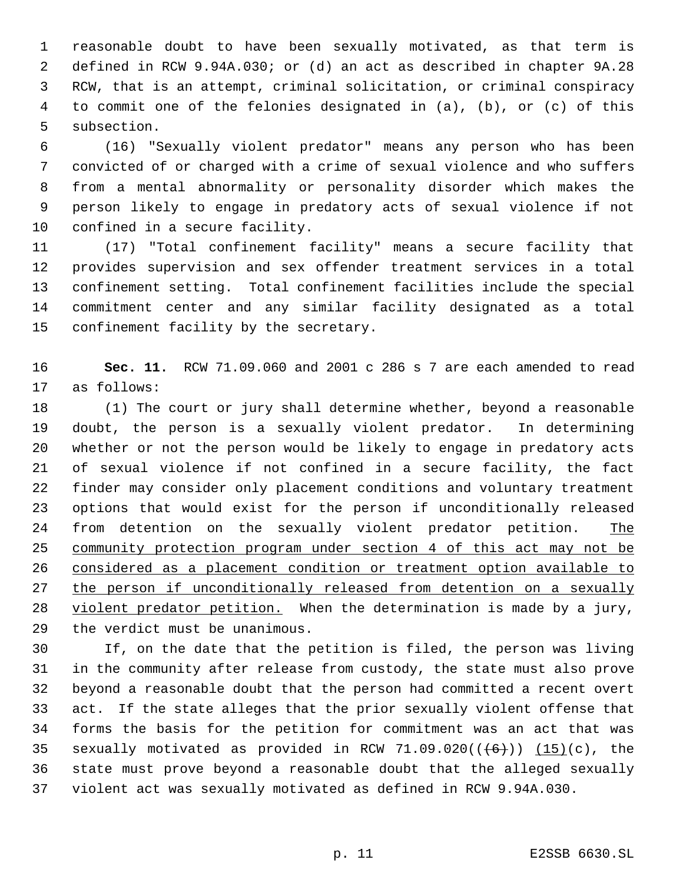reasonable doubt to have been sexually motivated, as that term is defined in RCW 9.94A.030; or (d) an act as described in chapter 9A.28 RCW, that is an attempt, criminal solicitation, or criminal conspiracy to commit one of the felonies designated in (a), (b), or (c) of this subsection.

(16) "Sexually violent predator" means any person who has been convicted of or charged with a crime of sexual violence and who suffers from a mental abnormality or personality disorder which makes the person likely to engage in predatory acts of sexual violence if not confined in a secure facility.

(17) "Total confinement facility" means a secure facility that provides supervision and sex offender treatment services in a total confinement setting. Total confinement facilities include the special commitment center and any similar facility designated as a total confinement facility by the secretary.

**Sec. 11.** RCW 71.09.060 and 2001 c 286 s 7 are each amended to read as follows:

(1) The court or jury shall determine whether, beyond a reasonable doubt, the person is a sexually violent predator. In determining whether or not the person would be likely to engage in predatory acts of sexual violence if not confined in a secure facility, the fact finder may consider only placement conditions and voluntary treatment options that would exist for the person if unconditionally released from detention on the sexually violent predator petition. The community protection program under section 4 of this act may not be considered as a placement condition or treatment option available to the person if unconditionally released from detention on a sexually violent predator petition. When the determination is made by a jury, the verdict must be unanimous.

If, on the date that the petition is filed, the person was living in the community after release from custody, the state must also prove beyond a reasonable doubt that the person had committed a recent overt act. If the state alleges that the prior sexually violent offense that forms the basis for the petition for commitment was an act that was sexually motivated as provided in RCW 71.09.020((~~(6)~~)) (15)(c), the state must prove beyond a reasonable doubt that the alleged sexually violent act was sexually motivated as defined in RCW 9.94A.030.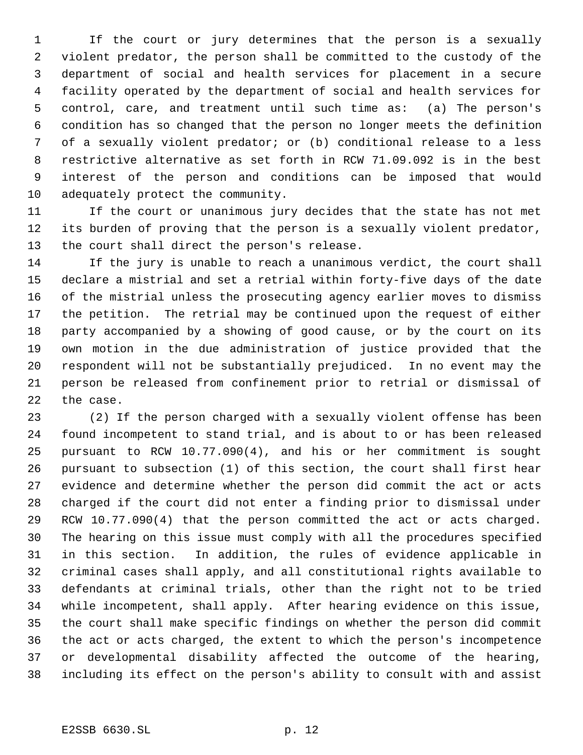If the court or jury determines that the person is a sexually violent predator, the person shall be committed to the custody of the department of social and health services for placement in a secure facility operated by the department of social and health services for control, care, and treatment until such time as: (a) The person's condition has so changed that the person no longer meets the definition of a sexually violent predator; or (b) conditional release to a less restrictive alternative as set forth in RCW 71.09.092 is in the best interest of the person and conditions can be imposed that would adequately protect the community.

If the court or unanimous jury decides that the state has not met its burden of proving that the person is a sexually violent predator, the court shall direct the person's release.

If the jury is unable to reach a unanimous verdict, the court shall declare a mistrial and set a retrial within forty-five days of the date of the mistrial unless the prosecuting agency earlier moves to dismiss the petition. The retrial may be continued upon the request of either party accompanied by a showing of good cause, or by the court on its own motion in the due administration of justice provided that the respondent will not be substantially prejudiced. In no event may the person be released from confinement prior to retrial or dismissal of the case.

(2) If the person charged with a sexually violent offense has been found incompetent to stand trial, and is about to or has been released pursuant to RCW 10.77.090(4), and his or her commitment is sought pursuant to subsection (1) of this section, the court shall first hear evidence and determine whether the person did commit the act or acts charged if the court did not enter a finding prior to dismissal under RCW 10.77.090(4) that the person committed the act or acts charged. The hearing on this issue must comply with all the procedures specified in this section. In addition, the rules of evidence applicable in criminal cases shall apply, and all constitutional rights available to defendants at criminal trials, other than the right not to be tried while incompetent, shall apply. After hearing evidence on this issue, the court shall make specific findings on whether the person did commit the act or acts charged, the extent to which the person's incompetence or developmental disability affected the outcome of the hearing, including its effect on the person's ability to consult with and assist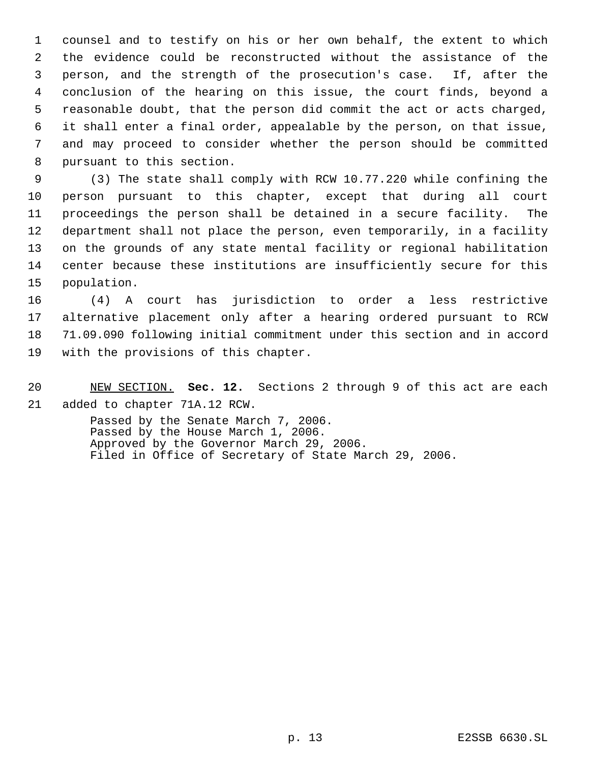counsel and to testify on his or her own behalf, the extent to which the evidence could be reconstructed without the assistance of the person, and the strength of the prosecution's case. If, after the conclusion of the hearing on this issue, the court finds, beyond a reasonable doubt, that the person did commit the act or acts charged, it shall enter a final order, appealable by the person, on that issue, and may proceed to consider whether the person should be committed pursuant to this section.

(3) The state shall comply with RCW 10.77.220 while confining the person pursuant to this chapter, except that during all court proceedings the person shall be detained in a secure facility. The department shall not place the person, even temporarily, in a facility on the grounds of any state mental facility or regional habilitation center because these institutions are insufficiently secure for this population.

(4) A court has jurisdiction to order a less restrictive alternative placement only after a hearing ordered pursuant to RCW 71.09.090 following initial commitment under this section and in accord with the provisions of this chapter.

NEW SECTION. **Sec. 12.** Sections 2 through 9 of this act are each added to chapter 71A.12 RCW.

Passed by the Senate March 7, 2006.
Passed by the House March 1, 2006.
Approved by the Governor March 29, 2006.
Filed in Office of Secretary of State March 29, 2006.